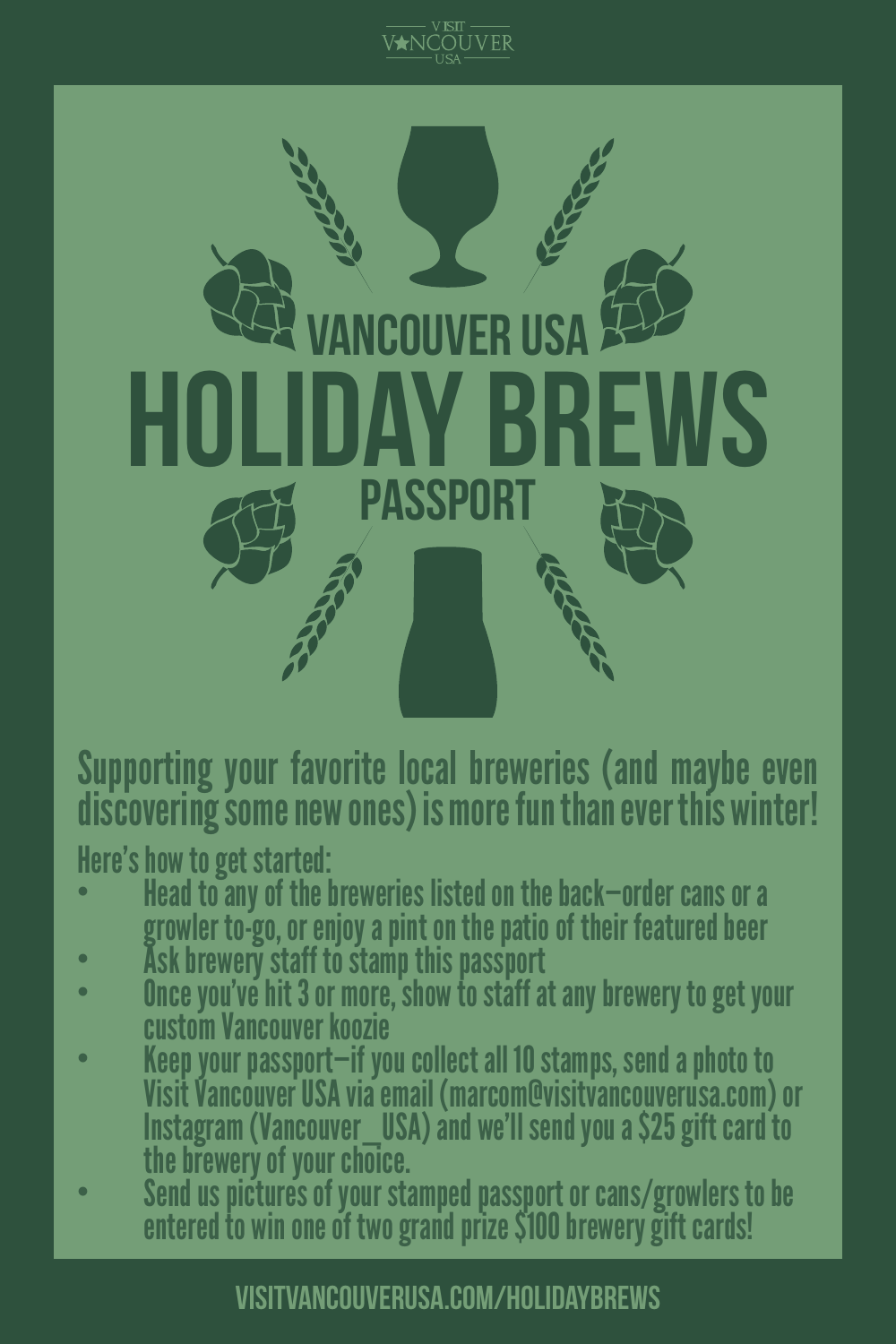VISIT VANCOUVER USA

VANCOUVER USA

# HOLIDAY BREWS

PASSPORT

Supporting your favorite local breweries (and maybe even discovering some new ones) is more fun than ever this winter!

Here's how to get started:

- Head to any of the breweries listed on the back—order cans or a growler to-go, or enjoy a pint on the patio of their featured beer
- Ask brewery staff to stamp this passport
- Once you've hit 3 or more, show to staff at any brewery to get your custom Vancouver koozie
- Keep your passport—if you collect all 10 stamps, send a photo to Visit Vancouver USA via email (marcom@visitvancouverusa.com) or Instagram (Vancouver_USA) and we'll send you a $25 gift card to the brewery of your choice.
- Send us pictures of your stamped passport or cans/growlers to be entered to win one of two grand prize $100 brewery gift cards!

VISITVANCOUVERUSA.COM/HOLIDAYBREWS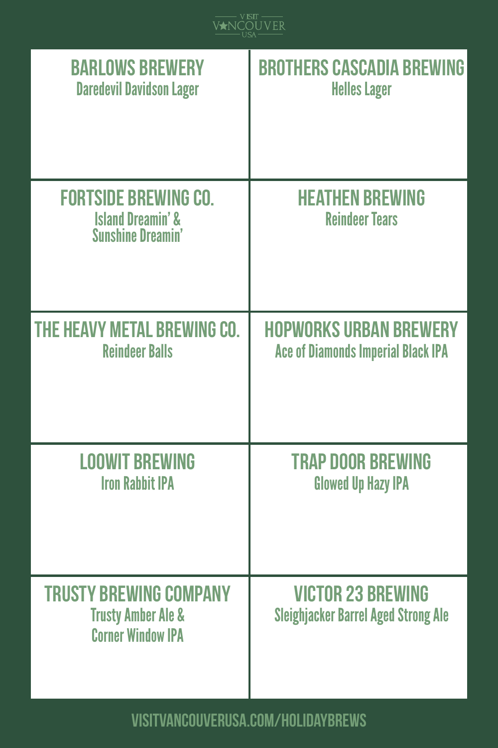VISIT VANCOUVER USA

| | |
|---|---|
| **BARLOWS BREWERY**<br>Daredevil Davidson Lager | **BROTHERS CASCADIA BREWING**<br>Helles Lager |
| **FORTSIDE BREWING CO.**<br>Island Dreamin' & Sunshine Dreamin' | **HEATHEN BREWING**<br>Reindeer Tears |
| **THE HEAVY METAL BREWING CO.**<br>Reindeer Balls | **HOPWORKS URBAN BREWERY**<br>Ace of Diamonds Imperial Black IPA |
| **LOOWIT BREWING**<br>Iron Rabbit IPA | **TRAP DOOR BREWING**<br>Glowed Up Hazy IPA |
| **TRUSTY BREWING COMPANY**<br>Trusty Amber Ale & Corner Window IPA | **VICTOR 23 BREWING**<br>Sleighjacker Barrel Aged Strong Ale |

VISITVANCOUVERUSA.COM/HOLIDAYBREWS